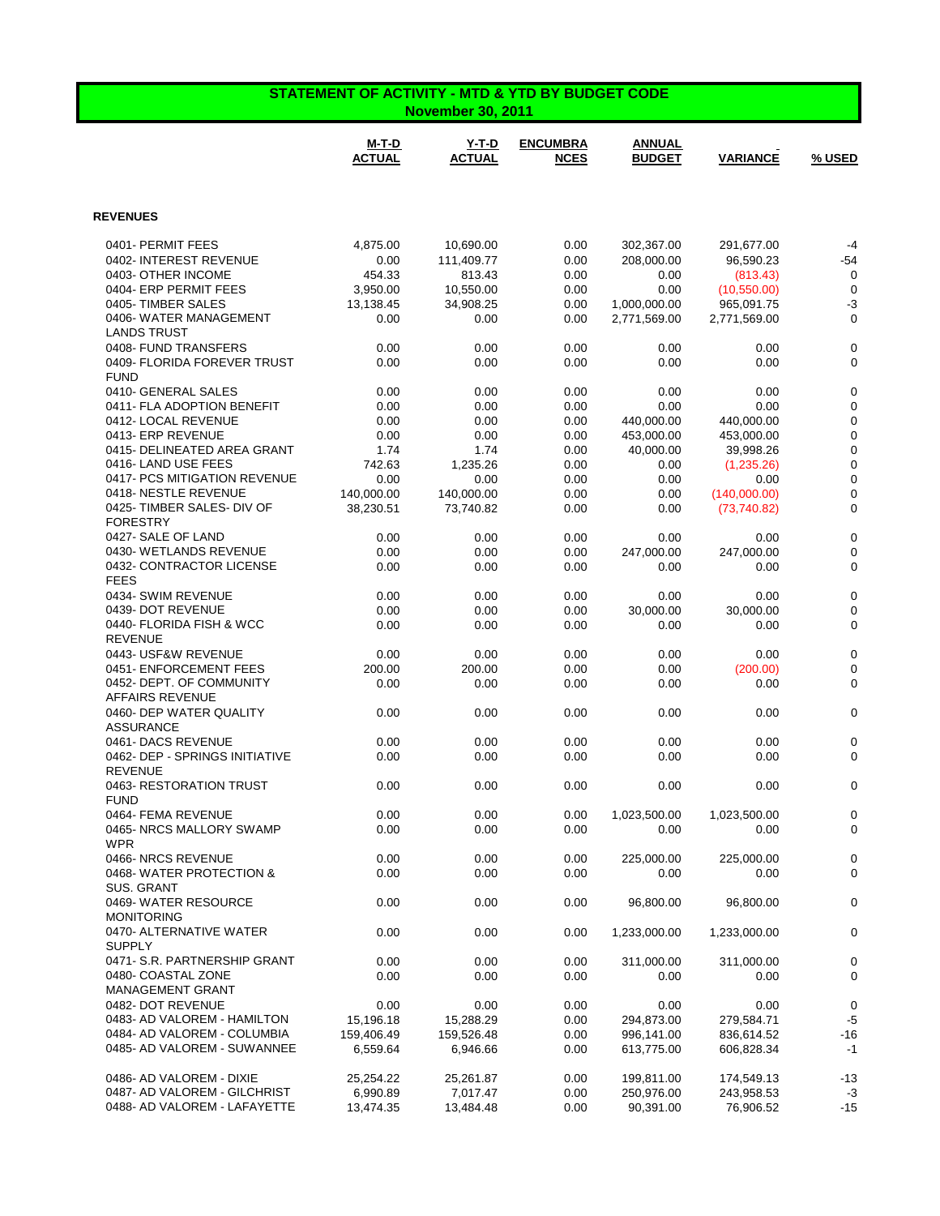# STATEMENT OF ACTIVITY - MTD & YTD BY BUDGET CODE

## November 30, 2011

| | M-T-D ACTUAL | Y-T-D ACTUAL | ENCUMBRANCES | ANNUAL BUDGET | VARIANCE | % USED |
|---|---|---|---|---|---|---|
| **REVENUES** | | | | | | |
| 0401- PERMIT FEES | 4,875.00 | 10,690.00 | 0.00 | 302,367.00 | 291,677.00 | -4 |
| 0402- INTEREST REVENUE | 0.00 | 111,409.77 | 0.00 | 208,000.00 | 96,590.23 | -54 |
| 0403- OTHER INCOME | 454.33 | 813.43 | 0.00 | 0.00 | (813.43) | 0 |
| 0404- ERP PERMIT FEES | 3,950.00 | 10,550.00 | 0.00 | 0.00 | (10,550.00) | 0 |
| 0405- TIMBER SALES | 13,138.45 | 34,908.25 | 0.00 | 1,000,000.00 | 965,091.75 | -3 |
| 0406- WATER MANAGEMENT LANDS TRUST | 0.00 | 0.00 | 0.00 | 2,771,569.00 | 2,771,569.00 | 0 |
| 0408- FUND TRANSFERS | 0.00 | 0.00 | 0.00 | 0.00 | 0.00 | 0 |
| 0409- FLORIDA FOREVER TRUST FUND | 0.00 | 0.00 | 0.00 | 0.00 | 0.00 | 0 |
| 0410- GENERAL SALES | 0.00 | 0.00 | 0.00 | 0.00 | 0.00 | 0 |
| 0411- FLA ADOPTION BENEFIT | 0.00 | 0.00 | 0.00 | 0.00 | 0.00 | 0 |
| 0412- LOCAL REVENUE | 0.00 | 0.00 | 0.00 | 440,000.00 | 440,000.00 | 0 |
| 0413- ERP REVENUE | 0.00 | 0.00 | 0.00 | 453,000.00 | 453,000.00 | 0 |
| 0415- DELINEATED AREA GRANT | 1.74 | 1.74 | 0.00 | 40,000.00 | 39,998.26 | 0 |
| 0416- LAND USE FEES | 742.63 | 1,235.26 | 0.00 | 0.00 | (1,235.26) | 0 |
| 0417- PCS MITIGATION REVENUE | 0.00 | 0.00 | 0.00 | 0.00 | 0.00 | 0 |
| 0418- NESTLE REVENUE | 140,000.00 | 140,000.00 | 0.00 | 0.00 | (140,000.00) | 0 |
| 0425- TIMBER SALES- DIV OF FORESTRY | 38,230.51 | 73,740.82 | 0.00 | 0.00 | (73,740.82) | 0 |
| 0427- SALE OF LAND | 0.00 | 0.00 | 0.00 | 0.00 | 0.00 | 0 |
| 0430- WETLANDS REVENUE | 0.00 | 0.00 | 0.00 | 247,000.00 | 247,000.00 | 0 |
| 0432- CONTRACTOR LICENSE FEES | 0.00 | 0.00 | 0.00 | 0.00 | 0.00 | 0 |
| 0434- SWIM REVENUE | 0.00 | 0.00 | 0.00 | 0.00 | 0.00 | 0 |
| 0439- DOT REVENUE | 0.00 | 0.00 | 0.00 | 30,000.00 | 30,000.00 | 0 |
| 0440- FLORIDA FISH & WCC REVENUE | 0.00 | 0.00 | 0.00 | 0.00 | 0.00 | 0 |
| 0443- USF&W REVENUE | 0.00 | 0.00 | 0.00 | 0.00 | 0.00 | 0 |
| 0451- ENFORCEMENT FEES | 200.00 | 200.00 | 0.00 | 0.00 | (200.00) | 0 |
| 0452- DEPT. OF COMMUNITY AFFAIRS REVENUE | 0.00 | 0.00 | 0.00 | 0.00 | 0.00 | 0 |
| 0460- DEP WATER QUALITY ASSURANCE | 0.00 | 0.00 | 0.00 | 0.00 | 0.00 | 0 |
| 0461- DACS REVENUE | 0.00 | 0.00 | 0.00 | 0.00 | 0.00 | 0 |
| 0462- DEP - SPRINGS INITIATIVE REVENUE | 0.00 | 0.00 | 0.00 | 0.00 | 0.00 | 0 |
| 0463- RESTORATION TRUST FUND | 0.00 | 0.00 | 0.00 | 0.00 | 0.00 | 0 |
| 0464- FEMA REVENUE | 0.00 | 0.00 | 0.00 | 1,023,500.00 | 1,023,500.00 | 0 |
| 0465- NRCS MALLORY SWAMP WPR | 0.00 | 0.00 | 0.00 | 0.00 | 0.00 | 0 |
| 0466- NRCS REVENUE | 0.00 | 0.00 | 0.00 | 225,000.00 | 225,000.00 | 0 |
| 0468- WATER PROTECTION & SUS. GRANT | 0.00 | 0.00 | 0.00 | 0.00 | 0.00 | 0 |
| 0469- WATER RESOURCE MONITORING | 0.00 | 0.00 | 0.00 | 96,800.00 | 96,800.00 | 0 |
| 0470- ALTERNATIVE WATER SUPPLY | 0.00 | 0.00 | 0.00 | 1,233,000.00 | 1,233,000.00 | 0 |
| 0471- S.R. PARTNERSHIP GRANT | 0.00 | 0.00 | 0.00 | 311,000.00 | 311,000.00 | 0 |
| 0480- COASTAL ZONE MANAGEMENT GRANT | 0.00 | 0.00 | 0.00 | 0.00 | 0.00 | 0 |
| 0482- DOT REVENUE | 0.00 | 0.00 | 0.00 | 0.00 | 0.00 | 0 |
| 0483- AD VALOREM - HAMILTON | 15,196.18 | 15,288.29 | 0.00 | 294,873.00 | 279,584.71 | -5 |
| 0484- AD VALOREM - COLUMBIA | 159,406.49 | 159,526.48 | 0.00 | 996,141.00 | 836,614.52 | -16 |
| 0485- AD VALOREM - SUWANNEE | 6,559.64 | 6,946.66 | 0.00 | 613,775.00 | 606,828.34 | -1 |
| 0486- AD VALOREM - DIXIE | 25,254.22 | 25,261.87 | 0.00 | 199,811.00 | 174,549.13 | -13 |
| 0487- AD VALOREM - GILCHRIST | 6,990.89 | 7,017.47 | 0.00 | 250,976.00 | 243,958.53 | -3 |
| 0488- AD VALOREM - LAFAYETTE | 13,474.35 | 13,484.48 | 0.00 | 90,391.00 | 76,906.52 | -15 |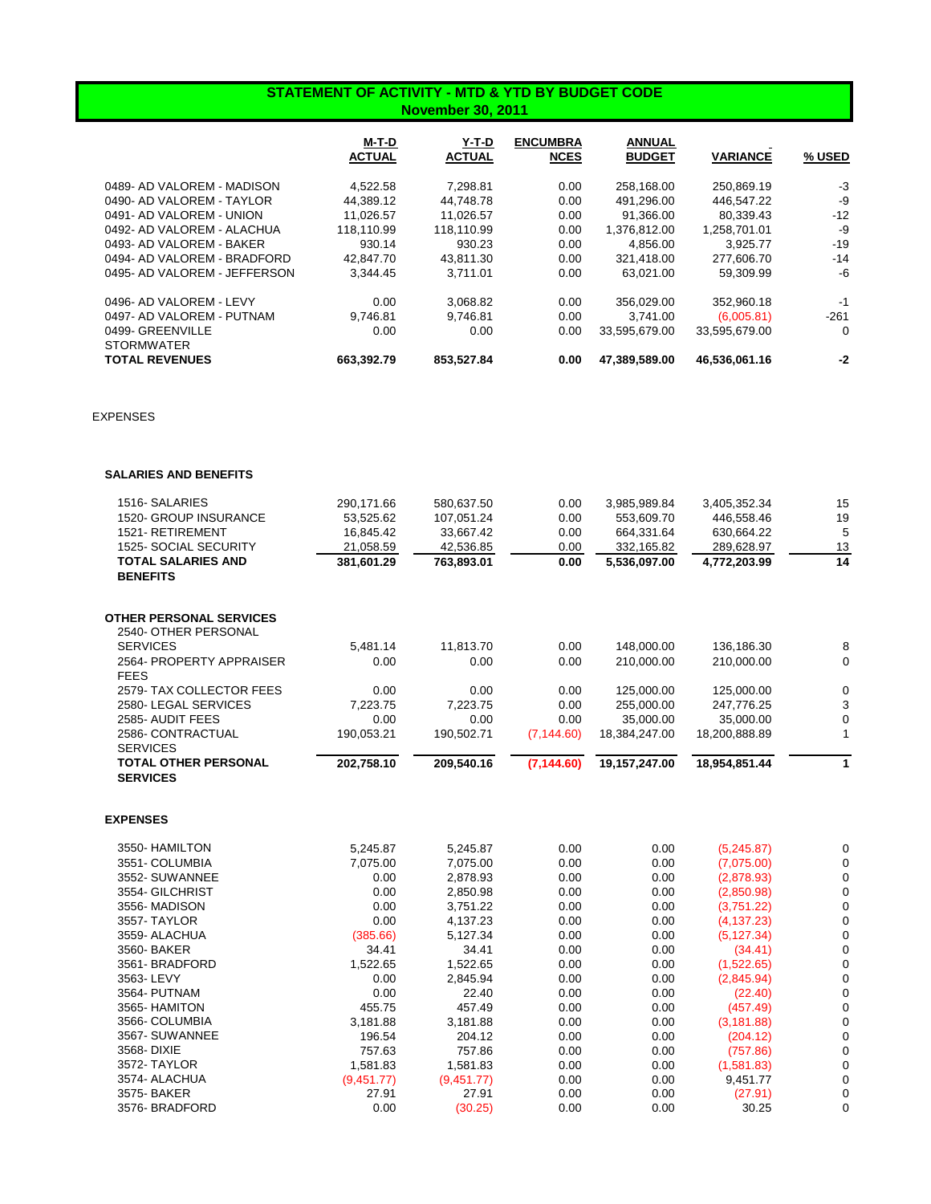## STATEMENT OF ACTIVITY - MTD & YTD BY BUDGET CODE
## November 30, 2011

| | M-T-D ACTUAL | Y-T-D ACTUAL | ENCUMBRANCES | ANNUAL BUDGET | VARIANCE | % USED |
|---|---|---|---|---|---|---|
| 0489- AD VALOREM - MADISON | 4,522.58 | 7,298.81 | 0.00 | 258,168.00 | 250,869.19 | -3 |
| 0490- AD VALOREM - TAYLOR | 44,389.12 | 44,748.78 | 0.00 | 491,296.00 | 446,547.22 | -9 |
| 0491- AD VALOREM - UNION | 11,026.57 | 11,026.57 | 0.00 | 91,366.00 | 80,339.43 | -12 |
| 0492- AD VALOREM - ALACHUA | 118,110.99 | 118,110.99 | 0.00 | 1,376,812.00 | 1,258,701.01 | -9 |
| 0493- AD VALOREM - BAKER | 930.14 | 930.23 | 0.00 | 4,856.00 | 3,925.77 | -19 |
| 0494- AD VALOREM - BRADFORD | 42,847.70 | 43,811.30 | 0.00 | 321,418.00 | 277,606.70 | -14 |
| 0495- AD VALOREM - JEFFERSON | 3,344.45 | 3,711.01 | 0.00 | 63,021.00 | 59,309.99 | -6 |
| 0496- AD VALOREM - LEVY | 0.00 | 3,068.82 | 0.00 | 356,029.00 | 352,960.18 | -1 |
| 0497- AD VALOREM - PUTNAM | 9,746.81 | 9,746.81 | 0.00 | 3,741.00 | (6,005.81) | -261 |
| 0499- GREENVILLE STORMWATER | 0.00 | 0.00 | 0.00 | 33,595,679.00 | 33,595,679.00 | 0 |
| **TOTAL REVENUES** | **663,392.79** | **853,527.84** | **0.00** | **47,389,589.00** | **46,536,061.16** | **-2** |

EXPENSES

**SALARIES AND BENEFITS**

| | M-T-D ACTUAL | Y-T-D ACTUAL | ENCUMBRANCES | ANNUAL BUDGET | VARIANCE | % USED |
|---|---|---|---|---|---|---|
| 1516- SALARIES | 290,171.66 | 580,637.50 | 0.00 | 3,985,989.84 | 3,405,352.34 | 15 |
| 1520- GROUP INSURANCE | 53,525.62 | 107,051.24 | 0.00 | 553,609.70 | 446,558.46 | 19 |
| 1521- RETIREMENT | 16,845.42 | 33,667.42 | 0.00 | 664,331.64 | 630,664.22 | 5 |
| 1525- SOCIAL SECURITY | 21,058.59 | 42,536.85 | 0.00 | 332,165.82 | 289,628.97 | 13 |
| **TOTAL SALARIES AND BENEFITS** | **381,601.29** | **763,893.01** | **0.00** | **5,536,097.00** | **4,772,203.99** | **14** |

**OTHER PERSONAL SERVICES**

| | M-T-D ACTUAL | Y-T-D ACTUAL | ENCUMBRANCES | ANNUAL BUDGET | VARIANCE | % USED |
|---|---|---|---|---|---|---|
| 2540- OTHER PERSONAL SERVICES | 5,481.14 | 11,813.70 | 0.00 | 148,000.00 | 136,186.30 | 8 |
| 2564- PROPERTY APPRAISER FEES | 0.00 | 0.00 | 0.00 | 210,000.00 | 210,000.00 | 0 |
| 2579- TAX COLLECTOR FEES | 0.00 | 0.00 | 0.00 | 125,000.00 | 125,000.00 | 0 |
| 2580- LEGAL SERVICES | 7,223.75 | 7,223.75 | 0.00 | 255,000.00 | 247,776.25 | 3 |
| 2585- AUDIT FEES | 0.00 | 0.00 | 0.00 | 35,000.00 | 35,000.00 | 0 |
| 2586- CONTRACTUAL SERVICES | 190,053.21 | 190,502.71 | (7,144.60) | 18,384,247.00 | 18,200,888.89 | 1 |
| **TOTAL OTHER PERSONAL SERVICES** | **202,758.10** | **209,540.16** | **(7,144.60)** | **19,157,247.00** | **18,954,851.44** | **1** |

**EXPENSES**

| | M-T-D ACTUAL | Y-T-D ACTUAL | ENCUMBRANCES | ANNUAL BUDGET | VARIANCE | % USED |
|---|---|---|---|---|---|---|
| 3550- HAMILTON | 5,245.87 | 5,245.87 | 0.00 | 0.00 | (5,245.87) | 0 |
| 3551- COLUMBIA | 7,075.00 | 7,075.00 | 0.00 | 0.00 | (7,075.00) | 0 |
| 3552- SUWANNEE | 0.00 | 2,878.93 | 0.00 | 0.00 | (2,878.93) | 0 |
| 3554- GILCHRIST | 0.00 | 2,850.98 | 0.00 | 0.00 | (2,850.98) | 0 |
| 3556- MADISON | 0.00 | 3,751.22 | 0.00 | 0.00 | (3,751.22) | 0 |
| 3557- TAYLOR | 0.00 | 4,137.23 | 0.00 | 0.00 | (4,137.23) | 0 |
| 3559- ALACHUA | (385.66) | 5,127.34 | 0.00 | 0.00 | (5,127.34) | 0 |
| 3560- BAKER | 34.41 | 34.41 | 0.00 | 0.00 | (34.41) | 0 |
| 3561- BRADFORD | 1,522.65 | 1,522.65 | 0.00 | 0.00 | (1,522.65) | 0 |
| 3563- LEVY | 0.00 | 2,845.94 | 0.00 | 0.00 | (2,845.94) | 0 |
| 3564- PUTNAM | 0.00 | 22.40 | 0.00 | 0.00 | (22.40) | 0 |
| 3565- HAMITON | 455.75 | 457.49 | 0.00 | 0.00 | (457.49) | 0 |
| 3566- COLUMBIA | 3,181.88 | 3,181.88 | 0.00 | 0.00 | (3,181.88) | 0 |
| 3567- SUWANNEE | 196.54 | 204.12 | 0.00 | 0.00 | (204.12) | 0 |
| 3568- DIXIE | 757.63 | 757.86 | 0.00 | 0.00 | (757.86) | 0 |
| 3572- TAYLOR | 1,581.83 | 1,581.83 | 0.00 | 0.00 | (1,581.83) | 0 |
| 3574- ALACHUA | (9,451.77) | (9,451.77) | 0.00 | 0.00 | 9,451.77 | 0 |
| 3575- BAKER | 27.91 | 27.91 | 0.00 | 0.00 | (27.91) | 0 |
| 3576- BRADFORD | 0.00 | (30.25) | 0.00 | 0.00 | 30.25 | 0 |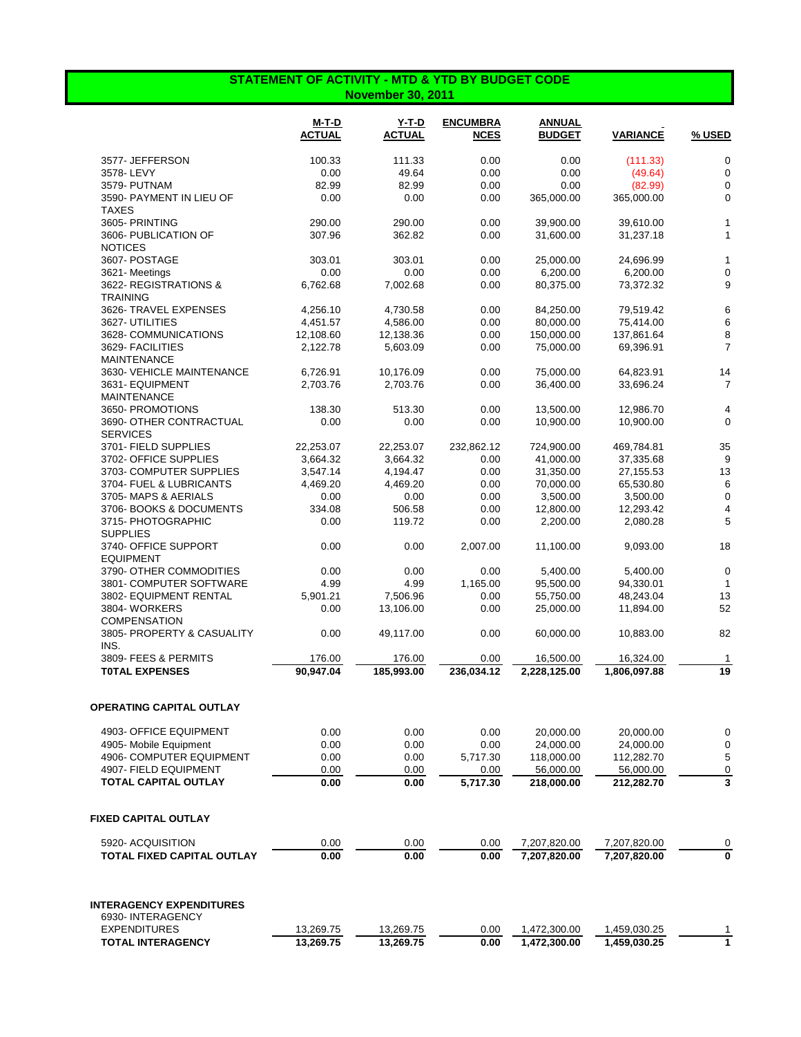## STATEMENT OF ACTIVITY - MTD & YTD BY BUDGET CODE
### November 30, 2011

| | M-T-D ACTUAL | Y-T-D ACTUAL | ENCUMBRANCES | ANNUAL BUDGET | VARIANCE | % USED |
|---|---|---|---|---|---|---|
| 3577- JEFFERSON | 100.33 | 111.33 | 0.00 | 0.00 | (111.33) | 0 |
| 3578- LEVY | 0.00 | 49.64 | 0.00 | 0.00 | (49.64) | 0 |
| 3579- PUTNAM | 82.99 | 82.99 | 0.00 | 0.00 | (82.99) | 0 |
| 3590- PAYMENT IN LIEU OF TAXES | 0.00 | 0.00 | 0.00 | 365,000.00 | 365,000.00 | 0 |
| 3605- PRINTING | 290.00 | 290.00 | 0.00 | 39,900.00 | 39,610.00 | 1 |
| 3606- PUBLICATION OF NOTICES | 307.96 | 362.82 | 0.00 | 31,600.00 | 31,237.18 | 1 |
| 3607- POSTAGE | 303.01 | 303.01 | 0.00 | 25,000.00 | 24,696.99 | 1 |
| 3621- Meetings | 0.00 | 0.00 | 0.00 | 6,200.00 | 6,200.00 | 0 |
| 3622- REGISTRATIONS & TRAINING | 6,762.68 | 7,002.68 | 0.00 | 80,375.00 | 73,372.32 | 9 |
| 3626- TRAVEL EXPENSES | 4,256.10 | 4,730.58 | 0.00 | 84,250.00 | 79,519.42 | 6 |
| 3627- UTILITIES | 4,451.57 | 4,586.00 | 0.00 | 80,000.00 | 75,414.00 | 6 |
| 3628- COMMUNICATIONS | 12,108.60 | 12,138.36 | 0.00 | 150,000.00 | 137,861.64 | 8 |
| 3629- FACILITIES MAINTENANCE | 2,122.78 | 5,603.09 | 0.00 | 75,000.00 | 69,396.91 | 7 |
| 3630- VEHICLE MAINTENANCE | 6,726.91 | 10,176.09 | 0.00 | 75,000.00 | 64,823.91 | 14 |
| 3631- EQUIPMENT MAINTENANCE | 2,703.76 | 2,703.76 | 0.00 | 36,400.00 | 33,696.24 | 7 |
| 3650- PROMOTIONS | 138.30 | 513.30 | 0.00 | 13,500.00 | 12,986.70 | 4 |
| 3690- OTHER CONTRACTUAL SERVICES | 0.00 | 0.00 | 0.00 | 10,900.00 | 10,900.00 | 0 |
| 3701- FIELD SUPPLIES | 22,253.07 | 22,253.07 | 232,862.12 | 724,900.00 | 469,784.81 | 35 |
| 3702- OFFICE SUPPLIES | 3,664.32 | 3,664.32 | 0.00 | 41,000.00 | 37,335.68 | 9 |
| 3703- COMPUTER SUPPLIES | 3,547.14 | 4,194.47 | 0.00 | 31,350.00 | 27,155.53 | 13 |
| 3704- FUEL & LUBRICANTS | 4,469.20 | 4,469.20 | 0.00 | 70,000.00 | 65,530.80 | 6 |
| 3705- MAPS & AERIALS | 0.00 | 0.00 | 0.00 | 3,500.00 | 3,500.00 | 0 |
| 3706- BOOKS & DOCUMENTS | 334.08 | 506.58 | 0.00 | 12,800.00 | 12,293.42 | 4 |
| 3715- PHOTOGRAPHIC SUPPLIES | 0.00 | 119.72 | 0.00 | 2,200.00 | 2,080.28 | 5 |
| 3740- OFFICE SUPPORT EQUIPMENT | 0.00 | 0.00 | 2,007.00 | 11,100.00 | 9,093.00 | 18 |
| 3790- OTHER COMMODITIES | 0.00 | 0.00 | 0.00 | 5,400.00 | 5,400.00 | 0 |
| 3801- COMPUTER SOFTWARE | 4.99 | 4.99 | 1,165.00 | 95,500.00 | 94,330.01 | 1 |
| 3802- EQUIPMENT RENTAL | 5,901.21 | 7,506.96 | 0.00 | 55,750.00 | 48,243.04 | 13 |
| 3804- WORKERS COMPENSATION | 0.00 | 13,106.00 | 0.00 | 25,000.00 | 11,894.00 | 52 |
| 3805- PROPERTY & CASUALTY INS. | 0.00 | 49,117.00 | 0.00 | 60,000.00 | 10,883.00 | 82 |
| 3809- FEES & PERMITS | 176.00 | 176.00 | 0.00 | 16,500.00 | 16,324.00 | 1 |
| **T0TAL EXPENSES** | **90,947.04** | **185,993.00** | **236,034.12** | **2,228,125.00** | **1,806,097.88** | **19** |
| **OPERATING CAPITAL OUTLAY** | | | | | | |
| 4903- OFFICE EQUIPMENT | 0.00 | 0.00 | 0.00 | 20,000.00 | 20,000.00 | 0 |
| 4905- Mobile Equipment | 0.00 | 0.00 | 0.00 | 24,000.00 | 24,000.00 | 0 |
| 4906- COMPUTER EQUIPMENT | 0.00 | 0.00 | 5,717.30 | 118,000.00 | 112,282.70 | 5 |
| 4907- FIELD EQUIPMENT | 0.00 | 0.00 | 0.00 | 56,000.00 | 56,000.00 | 0 |
| **TOTAL CAPITAL OUTLAY** | **0.00** | **0.00** | **5,717.30** | **218,000.00** | **212,282.70** | **3** |
| **FIXED CAPITAL OUTLAY** | | | | | | |
| 5920- ACQUISITION | 0.00 | 0.00 | 0.00 | 7,207,820.00 | 7,207,820.00 | 0 |
| **TOTAL FIXED CAPITAL OUTLAY** | **0.00** | **0.00** | **0.00** | **7,207,820.00** | **7,207,820.00** | **0** |
| **INTERAGENCY EXPENDITURES** | | | | | | |
| 6930- INTERAGENCY EXPENDITURES | 13,269.75 | 13,269.75 | 0.00 | 1,472,300.00 | 1,459,030.25 | 1 |
| **TOTAL INTERAGENCY** | **13,269.75** | **13,269.75** | **0.00** | **1,472,300.00** | **1,459,030.25** | **1** |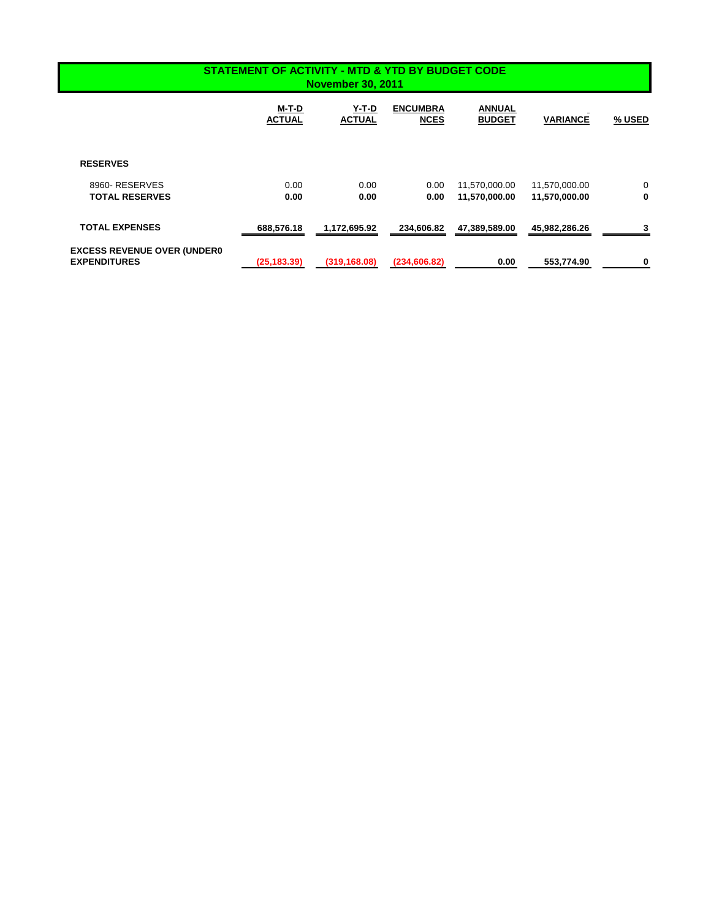## STATEMENT OF ACTIVITY - MTD & YTD BY BUDGET CODE
## November 30, 2011

| | M-T-D ACTUAL | Y-T-D ACTUAL | ENCUMBRANCES | ANNUAL BUDGET | VARIANCE | % USED |
|---|---|---|---|---|---|---|
| **RESERVES** | | | | | | |
| 8960- RESERVES | 0.00 | 0.00 | 0.00 | 11,570,000.00 | 11,570,000.00 | 0 |
| **TOTAL RESERVES** | **0.00** | **0.00** | **0.00** | **11,570,000.00** | **11,570,000.00** | **0** |
| **TOTAL EXPENSES** | **688,576.18** | **1,172,695.92** | **234,606.82** | **47,389,589.00** | **45,982,286.26** | **3** |
| **EXCESS REVENUE OVER (UNDER0 EXPENDITURES** | **(25,183.39)** | **(319,168.08)** | **(234,606.82)** | **0.00** | **553,774.90** | **0** |